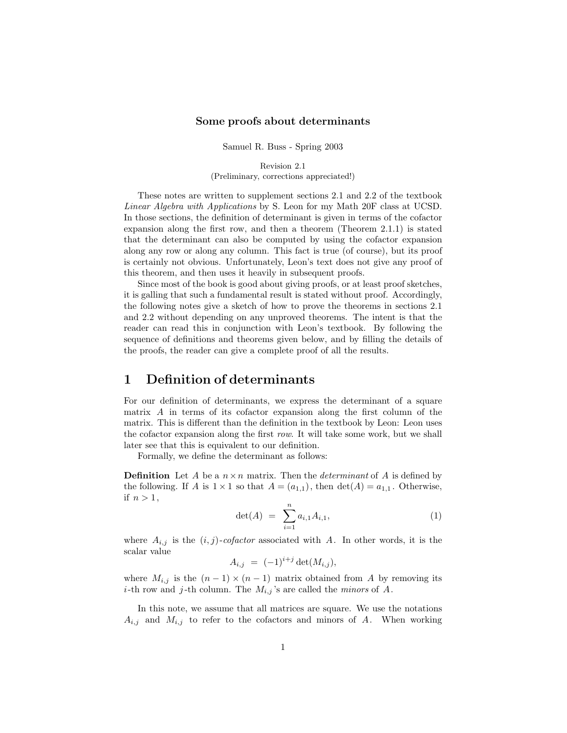**Some proofs about determinants**

Samuel R. Buss - Spring 2003

Revision 2.1
(Preliminary, corrections appreciated!)

These notes are written to supplement sections 2.1 and 2.2 of the textbook *Linear Algebra with Applications* by S. Leon for my Math 20F class at UCSD. In those sections, the definition of determinant is given in terms of the cofactor expansion along the first row, and then a theorem (Theorem 2.1.1) is stated that the determinant can also be computed by using the cofactor expansion along any row or along any column. This fact is true (of course), but its proof is certainly not obvious. Unfortunately, Leon's text does not give any proof of this theorem, and then uses it heavily in subsequent proofs.

Since most of the book is good about giving proofs, or at least proof sketches, it is galling that such a fundamental result is stated without proof. Accordingly, the following notes give a sketch of how to prove the theorems in sections 2.1 and 2.2 without depending on any unproved theorems. The intent is that the reader can read this in conjunction with Leon's textbook. By following the sequence of definitions and theorems given below, and by filling the details of the proofs, the reader can give a complete proof of all the results.

# 1 Definition of determinants

For our definition of determinants, we express the determinant of a square matrix $A$ in terms of its cofactor expansion along the first column of the matrix. This is different than the definition in the textbook by Leon: Leon uses the cofactor expansion along the first *row*. It will take some work, but we shall later see that this is equivalent to our definition.

Formally, we define the determinant as follows:

**Definition** Let $A$ be a $n \times n$ matrix. Then the *determinant* of $A$ is defined by the following. If $A$ is $1 \times 1$ so that $A = (a_{1,1})$, then $\det(A) = a_{1,1}$. Otherwise, if $n > 1$,

$$\det(A) \;=\; \sum_{i=1}^{n} a_{i,1} A_{i,1}, \tag{1}$$

where $A_{i,j}$ is the $(i,j)$-*cofactor* associated with $A$. In other words, it is the scalar value

$$A_{i,j} \;=\; (-1)^{i+j} \det(M_{i,j}),$$

where $M_{i,j}$ is the $(n-1) \times (n-1)$ matrix obtained from $A$ by removing its $i$-th row and $j$-th column. The $M_{i,j}$'s are called the *minors* of $A$.

In this note, we assume that all matrices are square. We use the notations $A_{i,j}$ and $M_{i,j}$ to refer to the cofactors and minors of $A$. When working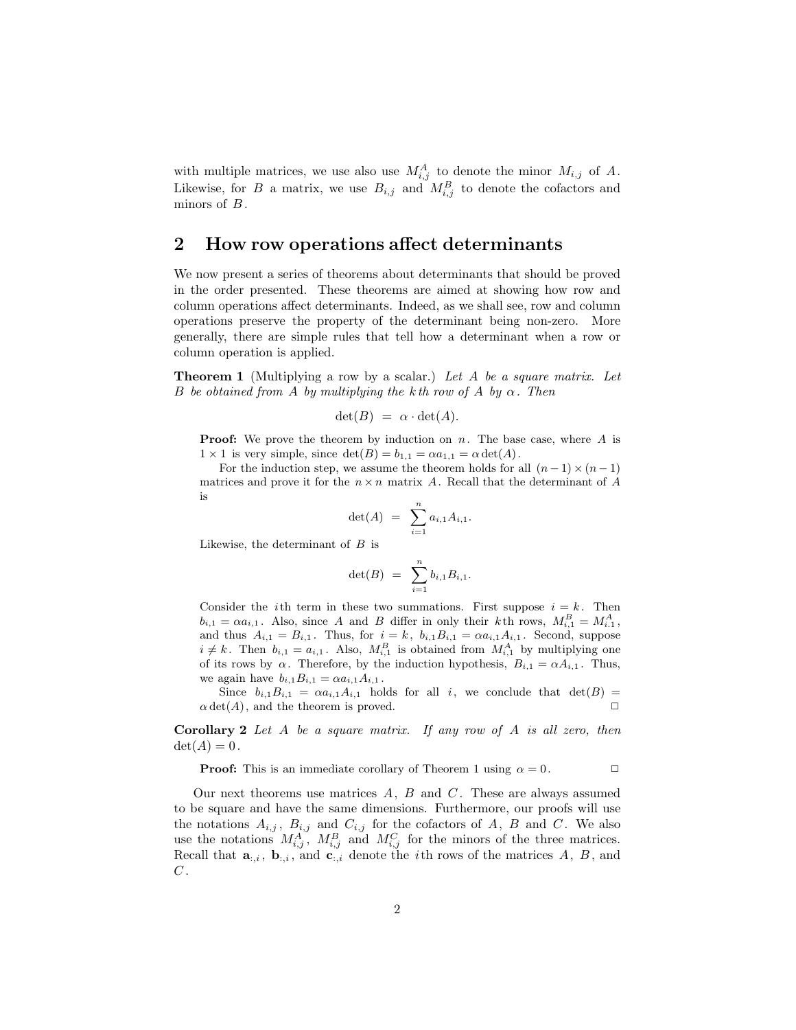with multiple matrices, we use also use $M^A_{i,j}$ to denote the minor $M_{i,j}$ of $A$. Likewise, for $B$ a matrix, we use $B_{i,j}$ and $M^B_{i,j}$ to denote the cofactors and minors of $B$.

## 2 How row operations affect determinants

We now present a series of theorems about determinants that should be proved in the order presented. These theorems are aimed at showing how row and column operations affect determinants. Indeed, as we shall see, row and column operations preserve the property of the determinant being non-zero. More generally, there are simple rules that tell how a determinant when a row or column operation is applied.

**Theorem 1** (Multiplying a row by a scalar.) *Let $A$ be a square matrix. Let $B$ be obtained from $A$ by multiplying the $k$th row of $A$ by $\alpha$. Then*

$$\det(B) \;=\; \alpha \cdot \det(A).$$

**Proof:** We prove the theorem by induction on $n$. The base case, where $A$ is $1 \times 1$ is very simple, since $\det(B) = b_{1,1} = \alpha a_{1,1} = \alpha \det(A)$.

For the induction step, we assume the theorem holds for all $(n-1) \times (n-1)$ matrices and prove it for the $n \times n$ matrix $A$. Recall that the determinant of $A$ is

$$\det(A) \;=\; \sum_{i=1}^{n} a_{i,1} A_{i,1}.$$

Likewise, the determinant of $B$ is

$$\det(B) \;=\; \sum_{i=1}^{n} b_{i,1} B_{i,1}.$$

Consider the $i$th term in these two summations. First suppose $i = k$. Then $b_{i,1} = \alpha a_{i,1}$. Also, since $A$ and $B$ differ in only their $k$th rows, $M^B_{i,1} = M^A_{i.1}$, and thus $A_{i,1} = B_{i,1}$. Thus, for $i = k$, $b_{i,1} B_{i,1} = \alpha a_{i,1} A_{i,1}$. Second, suppose $i \neq k$. Then $b_{i,1} = a_{i,1}$. Also, $M^B_{i,1}$ is obtained from $M^A_{i,1}$ by multiplying one of its rows by $\alpha$. Therefore, by the induction hypothesis, $B_{i,1} = \alpha A_{i,1}$. Thus, we again have $b_{i,1} B_{i,1} = \alpha a_{i,1} A_{i,1}$.

Since $b_{i,1} B_{i,1} = \alpha a_{i,1} A_{i,1}$ holds for all $i$, we conclude that $\det(B) = \alpha \det(A)$, and the theorem is proved. □

**Corollary 2** *Let $A$ be a square matrix. If any row of $A$ is all zero, then $\det(A) = 0$.*

**Proof:** This is an immediate corollary of Theorem 1 using $\alpha = 0$. □

Our next theorems use matrices $A$, $B$ and $C$. These are always assumed to be square and have the same dimensions. Furthermore, our proofs will use the notations $A_{i,j}$, $B_{i,j}$ and $C_{i,j}$ for the cofactors of $A$, $B$ and $C$. We also use the notations $M^A_{i,j}$, $M^B_{i,j}$ and $M^C_{i,j}$ for the minors of the three matrices. Recall that $\mathbf{a}_{:,i}$, $\mathbf{b}_{:,i}$, and $\mathbf{c}_{:,i}$ denote the $i$th rows of the matrices $A$, $B$, and $C$.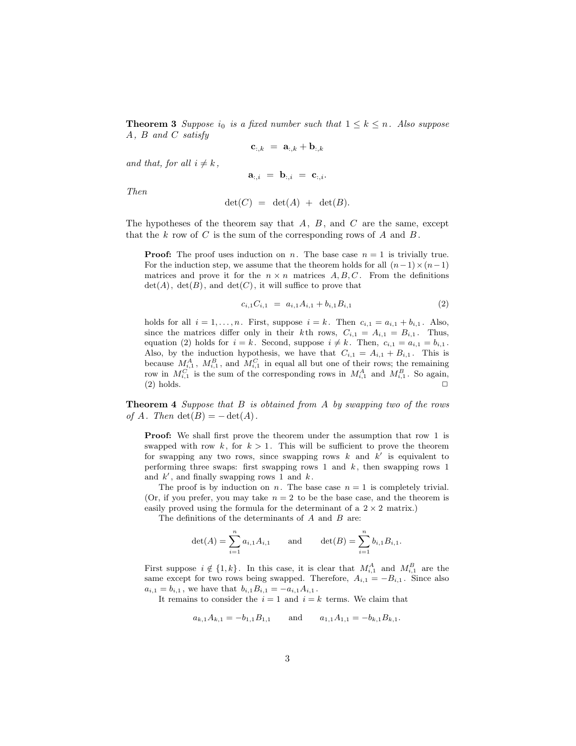**Theorem 3** *Suppose $i_0$ is a fixed number such that $1 \leq k \leq n$. Also suppose $A$, $B$ and $C$ satisfy*

$$\mathbf{c}_{:,k} \;=\; \mathbf{a}_{:,k} + \mathbf{b}_{:,k}$$

*and that, for all $i \neq k$,*

$$\mathbf{a}_{:,i} \;=\; \mathbf{b}_{:,i} \;=\; \mathbf{c}_{:,i}.$$

*Then*

$$\det(C) \;=\; \det(A) \;+\; \det(B).$$

The hypotheses of the theorem say that $A$, $B$, and $C$ are the same, except that the $k$ row of $C$ is the sum of the corresponding rows of $A$ and $B$.

> **Proof:** The proof uses induction on $n$. The base case $n = 1$ is trivially true. For the induction step, we assume that the theorem holds for all $(n-1)\times(n-1)$ matrices and prove it for the $n \times n$ matrices $A, B, C$. From the definitions $\det(A)$, $\det(B)$, and $\det(C)$, it will suffice to prove that
>
> $$c_{i,1}C_{i,1} \;=\; a_{i,1}A_{i,1} + b_{i,1}B_{i,1} \tag{2}$$
>
> holds for all $i = 1, \ldots, n$. First, suppose $i = k$. Then $c_{i,1} = a_{i,1} + b_{i,1}$. Also, since the matrices differ only in their $k$th rows, $C_{i,1} = A_{i,1} = B_{i,1}$. Thus, equation (2) holds for $i = k$. Second, suppose $i \neq k$. Then, $c_{i,1} = a_{i,1} = b_{i,1}$. Also, by the induction hypothesis, we have that $C_{i,1} = A_{i,1} + B_{i,1}$. This is because $M^A_{i,1}$, $M^B_{i,1}$, and $M^C_{i,1}$ in equal all but one of their rows; the remaining row in $M^C_{i,1}$ is the sum of the corresponding rows in $M^A_{i,1}$ and $M^B_{i,1}$. So again, (2) holds. □

**Theorem 4** *Suppose that $B$ is obtained from $A$ by swapping two of the rows of $A$. Then $\det(B) = -\det(A)$.*

> **Proof:** We shall first prove the theorem under the assumption that row 1 is swapped with row $k$, for $k > 1$. This will be sufficient to prove the theorem for swapping any two rows, since swapping rows $k$ and $k'$ is equivalent to performing three swaps: first swapping rows 1 and $k$, then swapping rows 1 and $k'$, and finally swapping rows 1 and $k$.
>
> The proof is by induction on $n$. The base case $n = 1$ is completely trivial. (Or, if you prefer, you may take $n = 2$ to be the base case, and the theorem is easily proved using the formula for the determinant of a $2 \times 2$ matrix.)
>
> The definitions of the determinants of $A$ and $B$ are:
>
> $$\det(A) = \sum_{i=1}^{n} a_{i,1}A_{i,1} \qquad \text{and} \qquad \det(B) = \sum_{i=1}^{n} b_{i,1}B_{i,1}.$$
>
> First suppose $i \notin \{1, k\}$. In this case, it is clear that $M^A_{i,1}$ and $M^B_{i,1}$ are the same except for two rows being swapped. Therefore, $A_{i,1} = -B_{i,1}$. Since also $a_{i,1} = b_{i,1}$, we have that $b_{i,1}B_{i,1} = -a_{i,1}A_{i,1}$.
>
> It remains to consider the $i = 1$ and $i = k$ terms. We claim that
>
> $$a_{k,1}A_{k,1} = -b_{1,1}B_{1,1} \qquad \text{and} \qquad a_{1,1}A_{1,1} = -b_{k,1}B_{k,1}.$$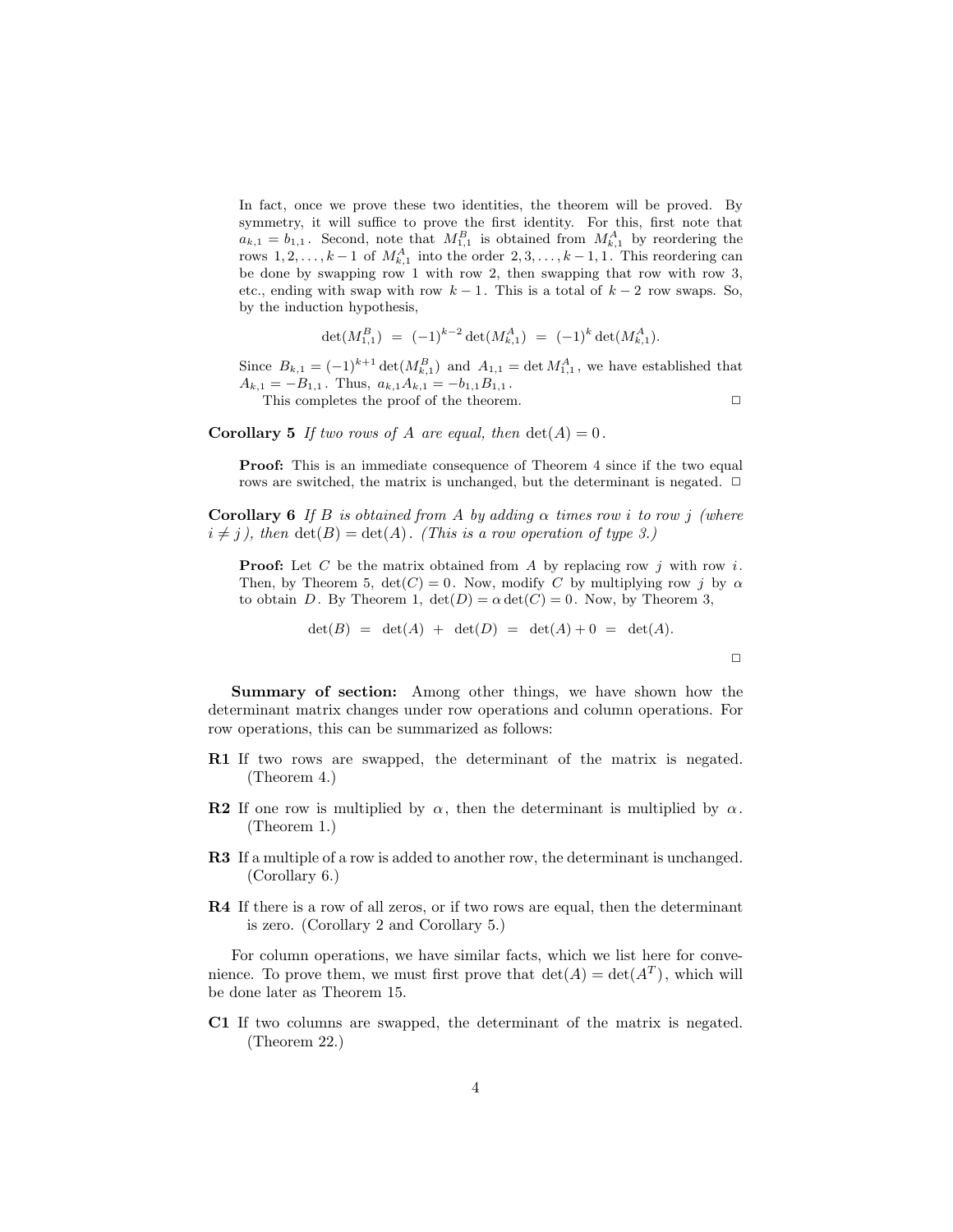In fact, once we prove these two identities, the theorem will be proved. By symmetry, it will suffice to prove the first identity. For this, first note that $a_{k,1} = b_{1,1}$. Second, note that $M^B_{1,1}$ is obtained from $M^A_{k,1}$ by reordering the rows $1, 2, \ldots, k-1$ of $M^A_{k,1}$ into the order $2, 3, \ldots, k-1, 1$. This reordering can be done by swapping row 1 with row 2, then swapping that row with row 3, etc., ending with swap with row $k-1$. This is a total of $k-2$ row swaps. So, by the induction hypothesis,

$$\det(M^B_{1,1}) \;=\; (-1)^{k-2}\det(M^A_{k,1}) \;=\; (-1)^k \det(M^A_{k,1}).$$

Since $B_{k,1} = (-1)^{k+1}\det(M^B_{k,1})$ and $A_{1,1} = \det M^A_{1,1}$, we have established that $A_{k,1} = -B_{1,1}$. Thus, $a_{k,1}A_{k,1} = -b_{1,1}B_{1,1}$.

This completes the proof of the theorem. □

**Corollary 5** *If two rows of $A$ are equal, then $\det(A) = 0$.*

**Proof:** This is an immediate consequence of Theorem 4 since if the two equal rows are switched, the matrix is unchanged, but the determinant is negated. □

**Corollary 6** *If $B$ is obtained from $A$ by adding $\alpha$ times row $i$ to row $j$ (where $i \neq j$), then $\det(B) = \det(A)$. (This is a row operation of type 3.)*

**Proof:** Let $C$ be the matrix obtained from $A$ by replacing row $j$ with row $i$. Then, by Theorem 5, $\det(C) = 0$. Now, modify $C$ by multiplying row $j$ by $\alpha$ to obtain $D$. By Theorem 1, $\det(D) = \alpha\det(C) = 0$. Now, by Theorem 3,

$$\det(B) \;=\; \det(A) \;+\; \det(D) \;=\; \det(A) + 0 \;=\; \det(A).$$

□

**Summary of section:** Among other things, we have shown how the determinant matrix changes under row operations and column operations. For row operations, this can be summarized as follows:

**R1** If two rows are swapped, the determinant of the matrix is negated. (Theorem 4.)

**R2** If one row is multiplied by $\alpha$, then the determinant is multiplied by $\alpha$. (Theorem 1.)

**R3** If a multiple of a row is added to another row, the determinant is unchanged. (Corollary 6.)

**R4** If there is a row of all zeros, or if two rows are equal, then the determinant is zero. (Corollary 2 and Corollary 5.)

For column operations, we have similar facts, which we list here for convenience. To prove them, we must first prove that $\det(A) = \det(A^T)$, which will be done later as Theorem 15.

**C1** If two columns are swapped, the determinant of the matrix is negated. (Theorem 22.)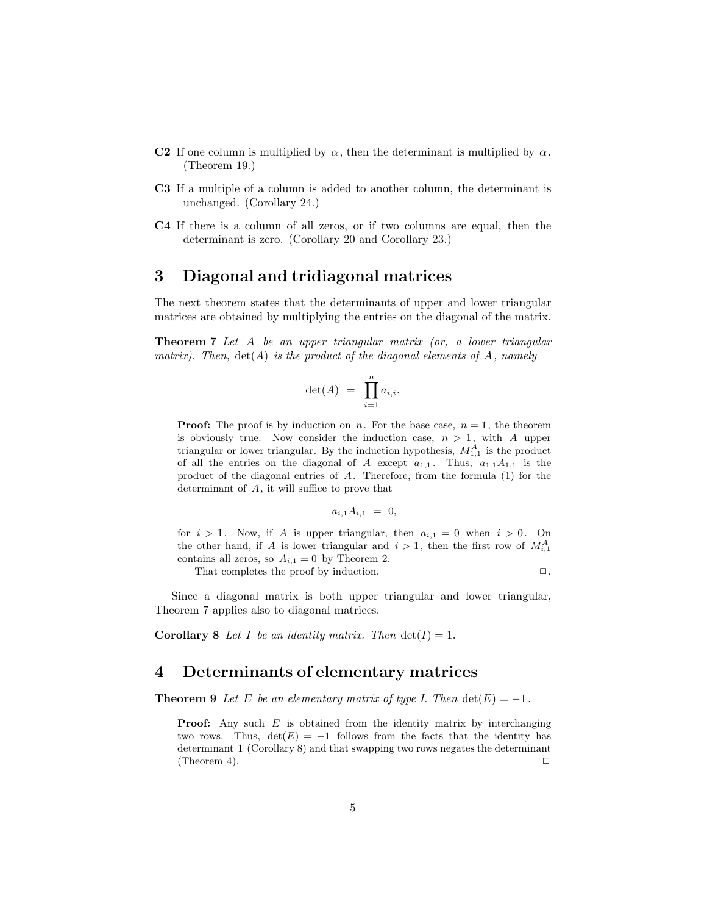**C2** If one column is multiplied by $\alpha$, then the determinant is multiplied by $\alpha$. (Theorem 19.)

**C3** If a multiple of a column is added to another column, the determinant is unchanged. (Corollary 24.)

**C4** If there is a column of all zeros, or if two columns are equal, then the determinant is zero. (Corollary 20 and Corollary 23.)

## 3 Diagonal and tridiagonal matrices

The next theorem states that the determinants of upper and lower triangular matrices are obtained by multiplying the entries on the diagonal of the matrix.

**Theorem 7** *Let $A$ be an upper triangular matrix (or, a lower triangular matrix). Then, $\det(A)$ is the product of the diagonal elements of $A$, namely*

$$\det(A) \;=\; \prod_{i=1}^{n} a_{i,i}.$$

**Proof:** The proof is by induction on $n$. For the base case, $n = 1$, the theorem is obviously true. Now consider the induction case, $n > 1$, with $A$ upper triangular or lower triangular. By the induction hypothesis, $M^A_{1,1}$ is the product of all the entries on the diagonal of $A$ except $a_{1,1}$. Thus, $a_{1,1}A_{1,1}$ is the product of the diagonal entries of $A$. Therefore, from the formula (1) for the determinant of $A$, it will suffice to prove that

$$a_{i,1}A_{i,1} \;=\; 0,$$

for $i > 1$. Now, if $A$ is upper triangular, then $a_{i,1} = 0$ when $i > 0$. On the other hand, if $A$ is lower triangular and $i > 1$, then the first row of $M^A_{i,1}$ contains all zeros, so $A_{i,1} = 0$ by Theorem 2.

That completes the proof by induction. □.

Since a diagonal matrix is both upper triangular and lower triangular, Theorem 7 applies also to diagonal matrices.

**Corollary 8** *Let $I$ be an identity matrix. Then $\det(I) = 1$.*

## 4 Determinants of elementary matrices

**Theorem 9** *Let $E$ be an elementary matrix of type I. Then $\det(E) = -1$.*

**Proof:** Any such $E$ is obtained from the identity matrix by interchanging two rows. Thus, $\det(E) = -1$ follows from the facts that the identity has determinant 1 (Corollary 8) and that swapping two rows negates the determinant (Theorem 4). □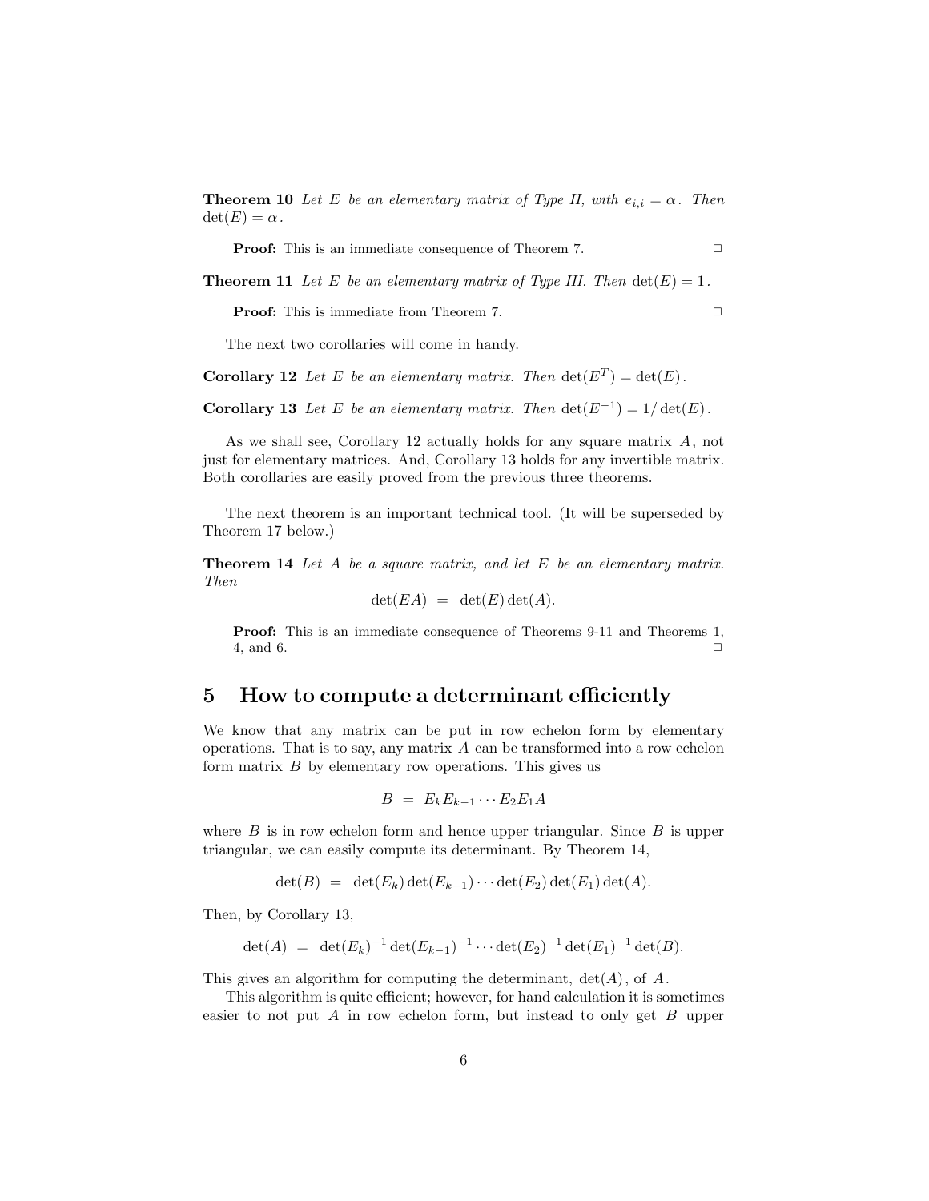**Theorem 10** *Let $E$ be an elementary matrix of Type II, with $e_{i,i} = \alpha$. Then $\det(E) = \alpha$.*

> **Proof:** This is an immediate consequence of Theorem 7. □

**Theorem 11** *Let $E$ be an elementary matrix of Type III. Then $\det(E) = 1$.*

> **Proof:** This is immediate from Theorem 7. □

The next two corollaries will come in handy.

**Corollary 12** *Let $E$ be an elementary matrix. Then $\det(E^T) = \det(E)$.*

**Corollary 13** *Let $E$ be an elementary matrix. Then $\det(E^{-1}) = 1/\det(E)$.*

As we shall see, Corollary 12 actually holds for any square matrix $A$, not just for elementary matrices. And, Corollary 13 holds for any invertible matrix. Both corollaries are easily proved from the previous three theorems.

The next theorem is an important technical tool. (It will be superseded by Theorem 17 below.)

**Theorem 14** *Let $A$ be a square matrix, and let $E$ be an elementary matrix. Then*

$$\det(EA) = \det(E)\det(A).$$

> **Proof:** This is an immediate consequence of Theorems 9-11 and Theorems 1, 4, and 6. □

## 5 How to compute a determinant efficiently

We know that any matrix can be put in row echelon form by elementary operations. That is to say, any matrix $A$ can be transformed into a row echelon form matrix $B$ by elementary row operations. This gives us

$$B = E_k E_{k-1} \cdots E_2 E_1 A$$

where $B$ is in row echelon form and hence upper triangular. Since $B$ is upper triangular, we can easily compute its determinant. By Theorem 14,

$$\det(B) = \det(E_k)\det(E_{k-1})\cdots\det(E_2)\det(E_1)\det(A).$$

Then, by Corollary 13,

$$\det(A) = \det(E_k)^{-1}\det(E_{k-1})^{-1}\cdots\det(E_2)^{-1}\det(E_1)^{-1}\det(B).$$

This gives an algorithm for computing the determinant, $\det(A)$, of $A$.

This algorithm is quite efficient; however, for hand calculation it is sometimes easier to not put $A$ in row echelon form, but instead to only get $B$ upper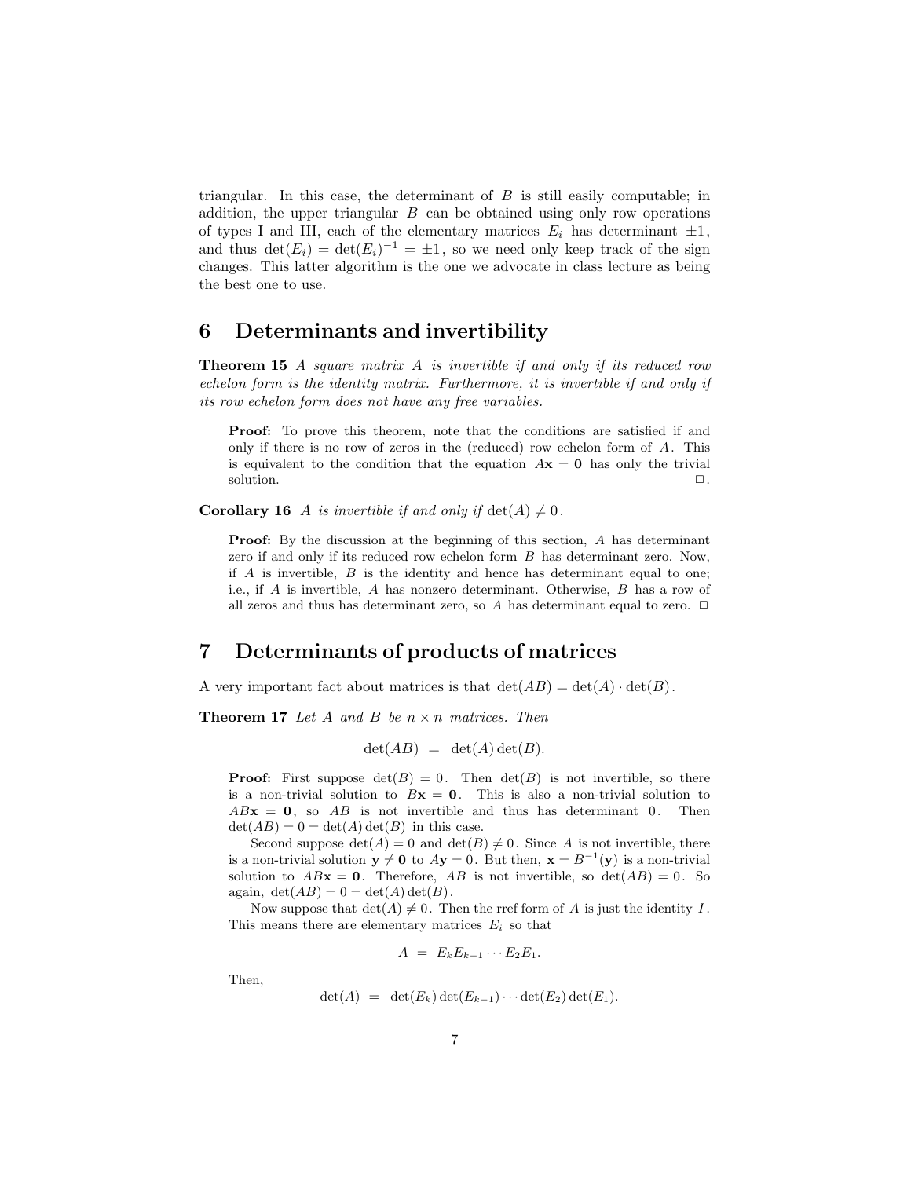triangular. In this case, the determinant of $B$ is still easily computable; in addition, the upper triangular $B$ can be obtained using only row operations of types I and III, each of the elementary matrices $E_i$ has determinant $\pm 1$, and thus $\det(E_i) = \det(E_i)^{-1} = \pm 1$, so we need only keep track of the sign changes. This latter algorithm is the one we advocate in class lecture as being the best one to use.

## 6 Determinants and invertibility

**Theorem 15** *A square matrix $A$ is invertible if and only if its reduced row echelon form is the identity matrix. Furthermore, it is invertible if and only if its row echelon form does not have any free variables.*

> **Proof:** To prove this theorem, note that the conditions are satisfied if and only if there is no row of zeros in the (reduced) row echelon form of $A$. This is equivalent to the condition that the equation $A\mathbf{x} = \mathbf{0}$ has only the trivial solution. □.

**Corollary 16** *$A$ is invertible if and only if $\det(A) \neq 0$.*

> **Proof:** By the discussion at the beginning of this section, $A$ has determinant zero if and only if its reduced row echelon form $B$ has determinant zero. Now, if $A$ is invertible, $B$ is the identity and hence has determinant equal to one; i.e., if $A$ is invertible, $A$ has nonzero determinant. Otherwise, $B$ has a row of all zeros and thus has determinant zero, so $A$ has determinant equal to zero. □

## 7 Determinants of products of matrices

A very important fact about matrices is that $\det(AB) = \det(A) \cdot \det(B)$.

**Theorem 17** *Let $A$ and $B$ be $n \times n$ matrices. Then*

$$\det(AB) \;=\; \det(A)\det(B).$$

> **Proof:** First suppose $\det(B) = 0$. Then $\det(B)$ is not invertible, so there is a non-trivial solution to $B\mathbf{x} = \mathbf{0}$. This is also a non-trivial solution to $AB\mathbf{x} = \mathbf{0}$, so $AB$ is not invertible and thus has determinant $0$. Then $\det(AB) = 0 = \det(A)\det(B)$ in this case.
>
> Second suppose $\det(A) = 0$ and $\det(B) \neq 0$. Since $A$ is not invertible, there is a non-trivial solution $\mathbf{y} \neq \mathbf{0}$ to $A\mathbf{y} = 0$. But then, $\mathbf{x} = B^{-1}(\mathbf{y})$ is a non-trivial solution to $AB\mathbf{x} = \mathbf{0}$. Therefore, $AB$ is not invertible, so $\det(AB) = 0$. So again, $\det(AB) = 0 = \det(A)\det(B)$.
>
> Now suppose that $\det(A) \neq 0$. Then the rref form of $A$ is just the identity $I$. This means there are elementary matrices $E_i$ so that
>
> $$A \;=\; E_k E_{k-1} \cdots E_2 E_1.$$
>
> Then,
>
> $$\det(A) \;=\; \det(E_k)\det(E_{k-1}) \cdots \det(E_2)\det(E_1).$$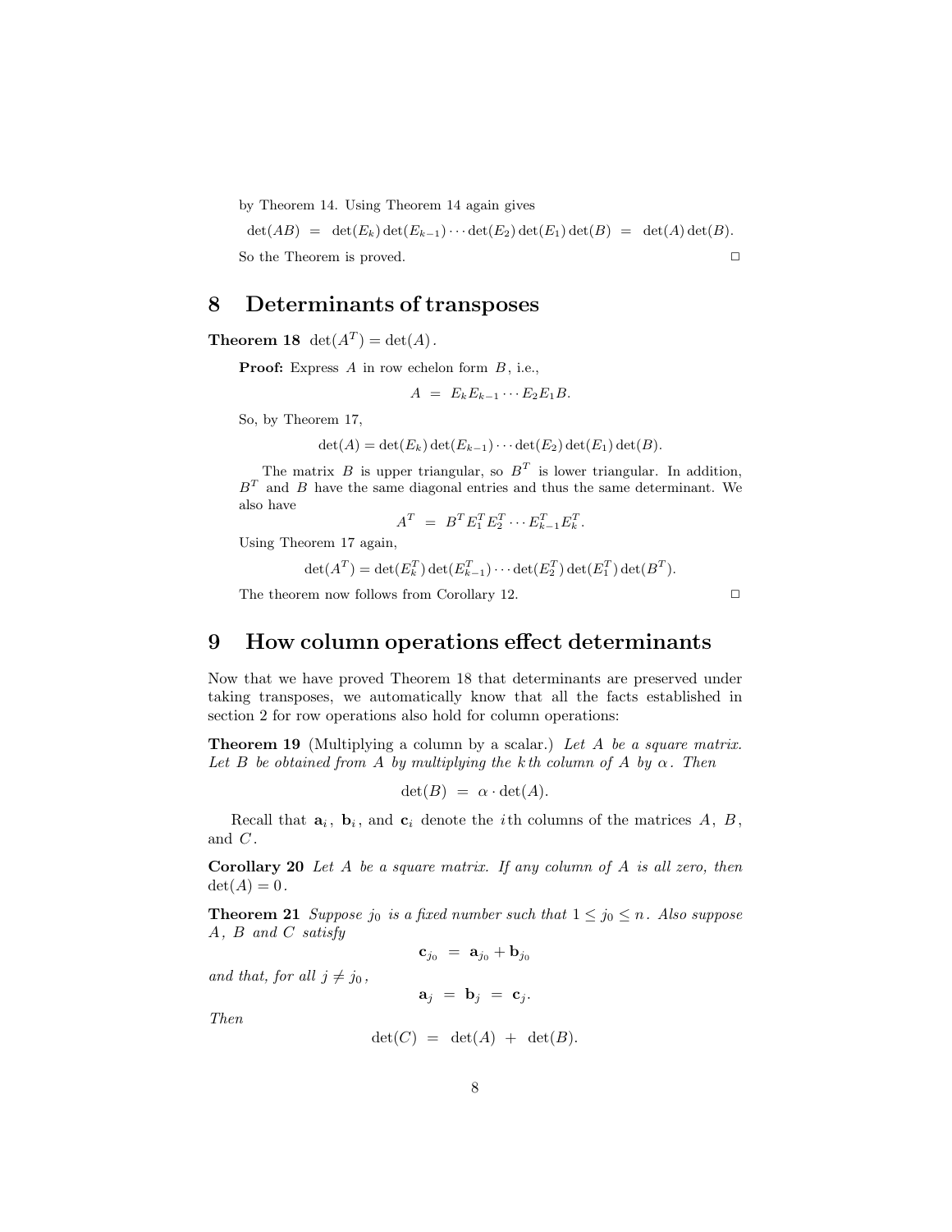by Theorem 14. Using Theorem 14 again gives

$$\det(AB) \;=\; \det(E_k)\det(E_{k-1})\cdots\det(E_2)\det(E_1)\det(B) \;=\; \det(A)\det(B).$$

So the Theorem is proved. □

## 8 Determinants of transposes

**Theorem 18** $\det(A^T) = \det(A)$.

**Proof:** Express $A$ in row echelon form $B$, i.e.,

$$A \;=\; E_k E_{k-1}\cdots E_2 E_1 B.$$

So, by Theorem 17,

$$\det(A) = \det(E_k)\det(E_{k-1})\cdots\det(E_2)\det(E_1)\det(B).$$

The matrix $B$ is upper triangular, so $B^T$ is lower triangular. In addition, $B^T$ and $B$ have the same diagonal entries and thus the same determinant. We also have

$$A^T \;=\; B^T E_1^T E_2^T \cdots E_{k-1}^T E_k^T.$$

Using Theorem 17 again,

$$\det(A^T) = \det(E_k^T)\det(E_{k-1}^T)\cdots\det(E_2^T)\det(E_1^T)\det(B^T).$$

The theorem now follows from Corollary 12. □

## 9 How column operations effect determinants

Now that we have proved Theorem 18 that determinants are preserved under taking transposes, we automatically know that all the facts established in section 2 for row operations also hold for column operations:

**Theorem 19** (Multiplying a column by a scalar.) *Let $A$ be a square matrix. Let $B$ be obtained from $A$ by multiplying the $k$th column of $A$ by $\alpha$. Then*

$$\det(B) \;=\; \alpha\cdot\det(A).$$

Recall that $\mathbf{a}_i$, $\mathbf{b}_i$, and $\mathbf{c}_i$ denote the $i$th columns of the matrices $A$, $B$, and $C$.

**Corollary 20** *Let $A$ be a square matrix. If any column of $A$ is all zero, then $\det(A) = 0$.*

**Theorem 21** *Suppose $j_0$ is a fixed number such that $1 \leq j_0 \leq n$. Also suppose $A$, $B$ and $C$ satisfy*

$$\mathbf{c}_{j_0} \;=\; \mathbf{a}_{j_0} + \mathbf{b}_{j_0}$$

*and that, for all $j \neq j_0$,*

$$\mathbf{a}_j \;=\; \mathbf{b}_j \;=\; \mathbf{c}_j.$$

*Then*

$$\det(C) \;=\; \det(A) \;+\; \det(B).$$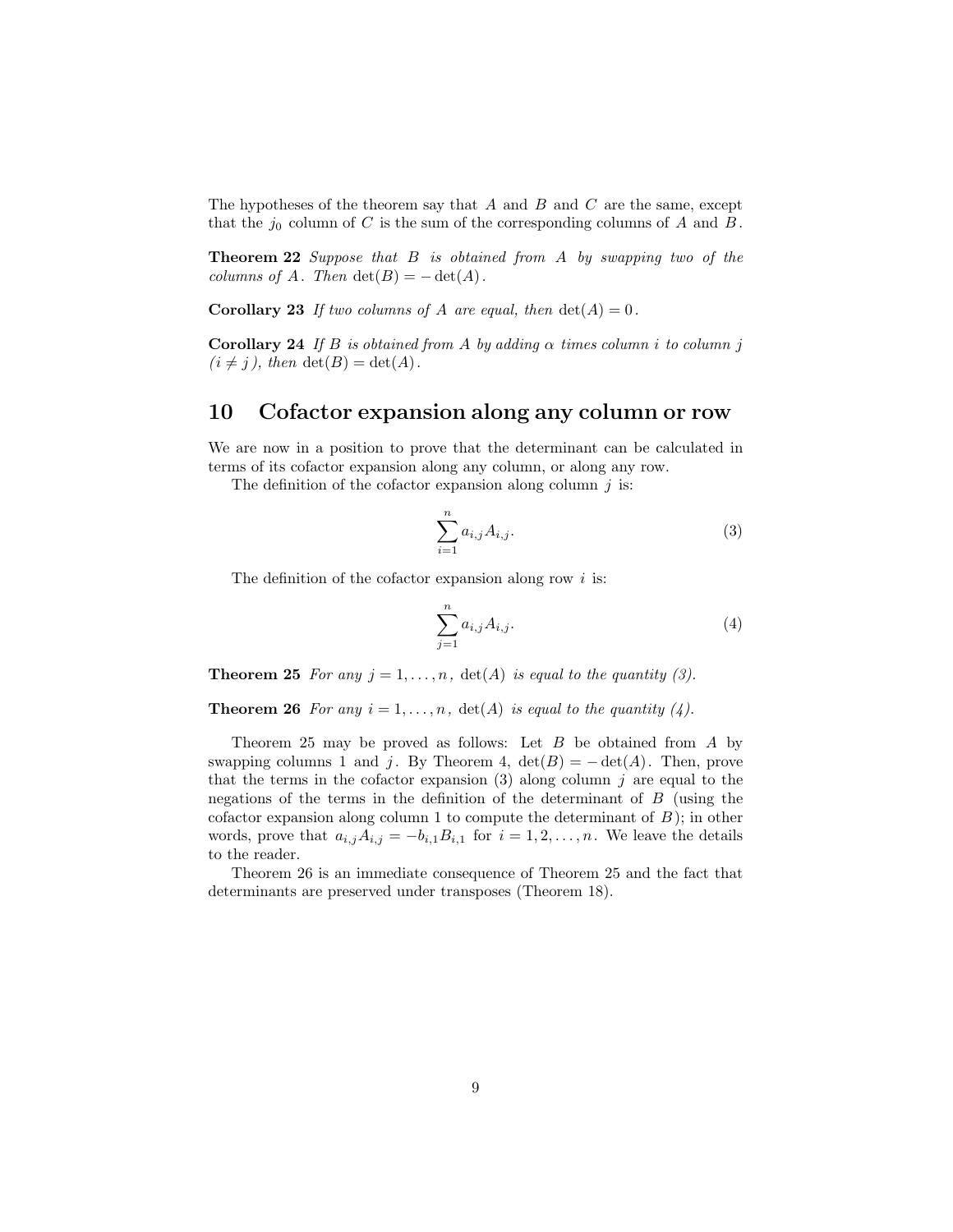The hypotheses of the theorem say that $A$ and $B$ and $C$ are the same, except that the $j_0$ column of $C$ is the sum of the corresponding columns of $A$ and $B$.

**Theorem 22** *Suppose that $B$ is obtained from $A$ by swapping two of the columns of $A$. Then $\det(B) = -\det(A)$.*

**Corollary 23** *If two columns of $A$ are equal, then $\det(A) = 0$.*

**Corollary 24** *If $B$ is obtained from $A$ by adding $\alpha$ times column $i$ to column $j$ ($i \neq j$), then $\det(B) = \det(A)$.*

## 10 Cofactor expansion along any column or row

We are now in a position to prove that the determinant can be calculated in terms of its cofactor expansion along any column, or along any row.

The definition of the cofactor expansion along column $j$ is:

$$\sum_{i=1}^{n} a_{i,j} A_{i,j}. \tag{3}$$

The definition of the cofactor expansion along row $i$ is:

$$\sum_{j=1}^{n} a_{i,j} A_{i,j}. \tag{4}$$

**Theorem 25** *For any $j = 1, \ldots, n$, $\det(A)$ is equal to the quantity (3).*

**Theorem 26** *For any $i = 1, \ldots, n$, $\det(A)$ is equal to the quantity (4).*

Theorem 25 may be proved as follows: Let $B$ be obtained from $A$ by swapping columns 1 and $j$. By Theorem 4, $\det(B) = -\det(A)$. Then, prove that the terms in the cofactor expansion (3) along column $j$ are equal to the negations of the terms in the definition of the determinant of $B$ (using the cofactor expansion along column 1 to compute the determinant of $B$); in other words, prove that $a_{i,j} A_{i,j} = -b_{i,1} B_{i,1}$ for $i = 1, 2, \ldots, n$. We leave the details to the reader.

Theorem 26 is an immediate consequence of Theorem 25 and the fact that determinants are preserved under transposes (Theorem 18).